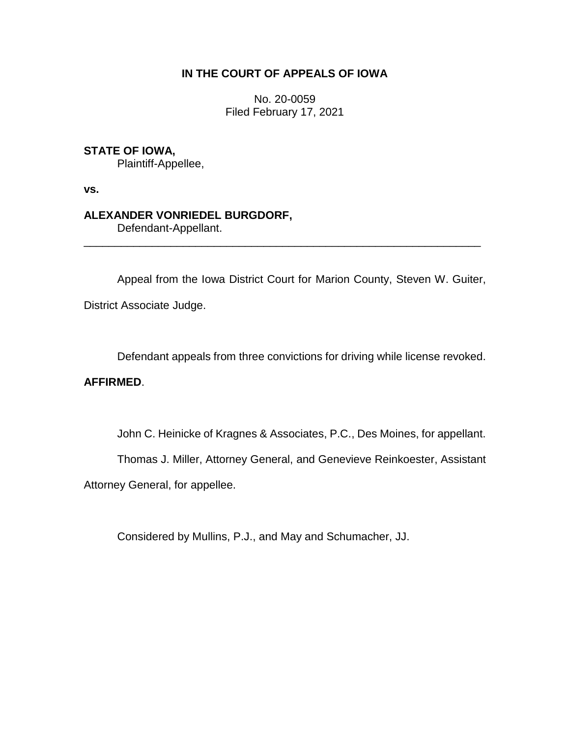**IN THE COURT OF APPEALS OF IOWA**

No. 20-0059
Filed February 17, 2021

**STATE OF IOWA,**
Plaintiff-Appellee,

**vs.**

**ALEXANDER VONRIEDEL BURGDORF,**
Defendant-Appellant.

---

Appeal from the Iowa District Court for Marion County, Steven W. Guiter, District Associate Judge.

Defendant appeals from three convictions for driving while license revoked. **AFFIRMED**.

John C. Heinicke of Kragnes & Associates, P.C., Des Moines, for appellant.

Thomas J. Miller, Attorney General, and Genevieve Reinkoester, Assistant Attorney General, for appellee.

Considered by Mullins, P.J., and May and Schumacher, JJ.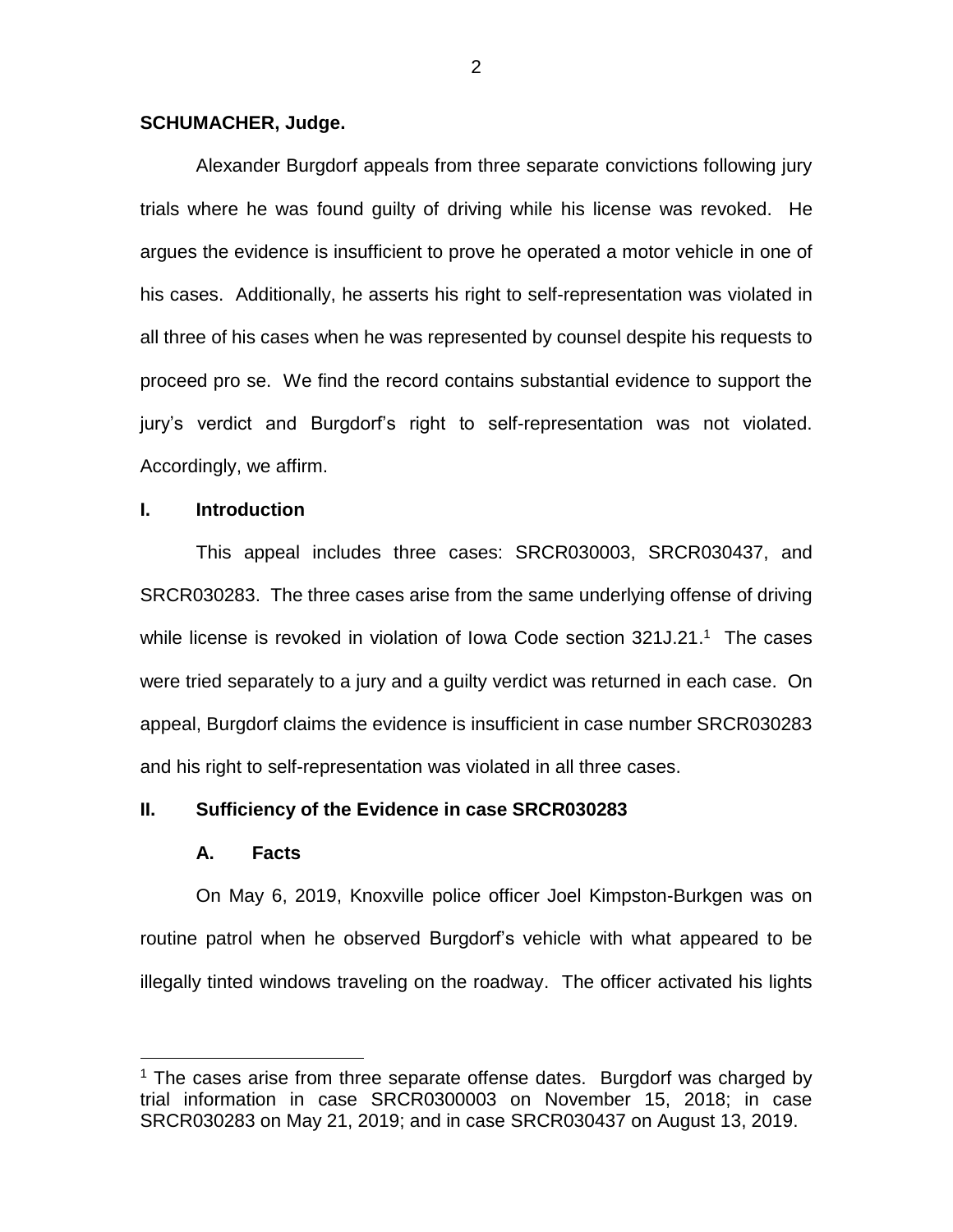**SCHUMACHER, Judge.**

Alexander Burgdorf appeals from three separate convictions following jury trials where he was found guilty of driving while his license was revoked. He argues the evidence is insufficient to prove he operated a motor vehicle in one of his cases. Additionally, he asserts his right to self-representation was violated in all three of his cases when he was represented by counsel despite his requests to proceed pro se. We find the record contains substantial evidence to support the jury's verdict and Burgdorf's right to self-representation was not violated. Accordingly, we affirm.

## I. Introduction

This appeal includes three cases: SRCR030003, SRCR030437, and SRCR030283. The three cases arise from the same underlying offense of driving while license is revoked in violation of Iowa Code section 321J.21.[1] The cases were tried separately to a jury and a guilty verdict was returned in each case. On appeal, Burgdorf claims the evidence is insufficient in case number SRCR030283 and his right to self-representation was violated in all three cases.

## II. Sufficiency of the Evidence in case SRCR030283

### A. Facts

On May 6, 2019, Knoxville police officer Joel Kimpston-Burkgen was on routine patrol when he observed Burgdorf's vehicle with what appeared to be illegally tinted windows traveling on the roadway. The officer activated his lights

[1] The cases arise from three separate offense dates. Burgdorf was charged by trial information in case SRCR0300003 on November 15, 2018; in case SRCR030283 on May 21, 2019; and in case SRCR030437 on August 13, 2019.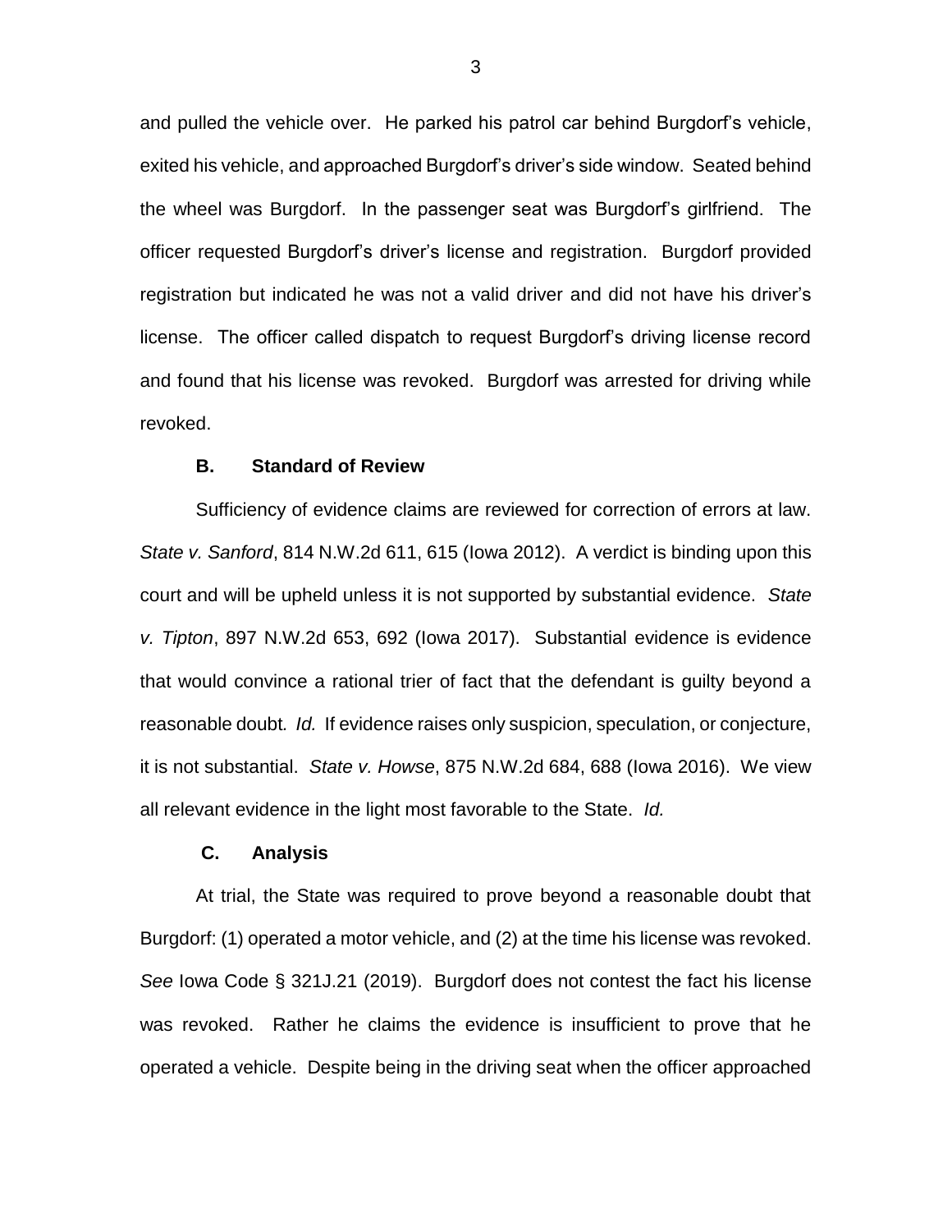and pulled the vehicle over. He parked his patrol car behind Burgdorf's vehicle, exited his vehicle, and approached Burgdorf's driver's side window. Seated behind the wheel was Burgdorf. In the passenger seat was Burgdorf's girlfriend. The officer requested Burgdorf's driver's license and registration. Burgdorf provided registration but indicated he was not a valid driver and did not have his driver's license. The officer called dispatch to request Burgdorf's driving license record and found that his license was revoked. Burgdorf was arrested for driving while revoked.

### B. Standard of Review

Sufficiency of evidence claims are reviewed for correction of errors at law. *State v. Sanford*, 814 N.W.2d 611, 615 (Iowa 2012). A verdict is binding upon this court and will be upheld unless it is not supported by substantial evidence. *State v. Tipton*, 897 N.W.2d 653, 692 (Iowa 2017). Substantial evidence is evidence that would convince a rational trier of fact that the defendant is guilty beyond a reasonable doubt. *Id.* If evidence raises only suspicion, speculation, or conjecture, it is not substantial. *State v. Howse*, 875 N.W.2d 684, 688 (Iowa 2016). We view all relevant evidence in the light most favorable to the State. *Id.*

### C. Analysis

At trial, the State was required to prove beyond a reasonable doubt that Burgdorf: (1) operated a motor vehicle, and (2) at the time his license was revoked. *See* Iowa Code § 321J.21 (2019). Burgdorf does not contest the fact his license was revoked. Rather he claims the evidence is insufficient to prove that he operated a vehicle. Despite being in the driving seat when the officer approached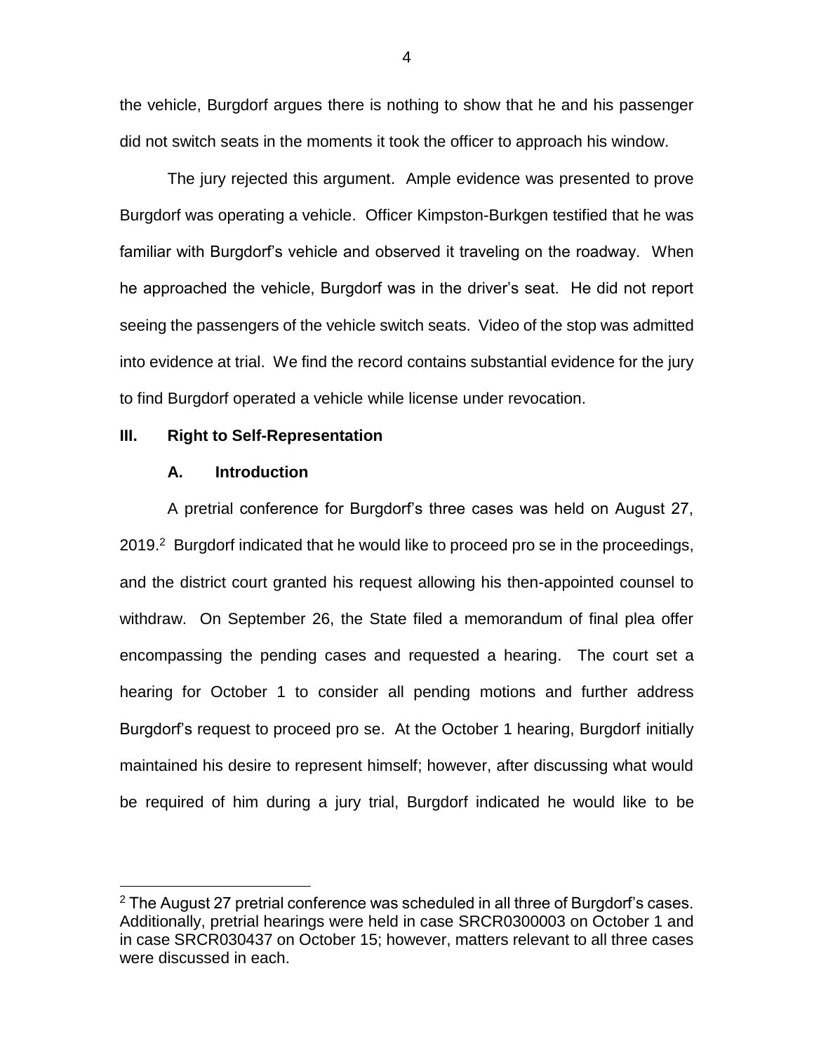the vehicle, Burgdorf argues there is nothing to show that he and his passenger did not switch seats in the moments it took the officer to approach his window.

The jury rejected this argument. Ample evidence was presented to prove Burgdorf was operating a vehicle. Officer Kimpston-Burkgen testified that he was familiar with Burgdorf's vehicle and observed it traveling on the roadway. When he approached the vehicle, Burgdorf was in the driver's seat. He did not report seeing the passengers of the vehicle switch seats. Video of the stop was admitted into evidence at trial. We find the record contains substantial evidence for the jury to find Burgdorf operated a vehicle while license under revocation.

## III. Right to Self-Representation

### A. Introduction

A pretrial conference for Burgdorf's three cases was held on August 27, 2019.[2] Burgdorf indicated that he would like to proceed pro se in the proceedings, and the district court granted his request allowing his then-appointed counsel to withdraw. On September 26, the State filed a memorandum of final plea offer encompassing the pending cases and requested a hearing. The court set a hearing for October 1 to consider all pending motions and further address Burgdorf's request to proceed pro se. At the October 1 hearing, Burgdorf initially maintained his desire to represent himself; however, after discussing what would be required of him during a jury trial, Burgdorf indicated he would like to be

[2] The August 27 pretrial conference was scheduled in all three of Burgdorf's cases. Additionally, pretrial hearings were held in case SRCR0300003 on October 1 and in case SRCR030437 on October 15; however, matters relevant to all three cases were discussed in each.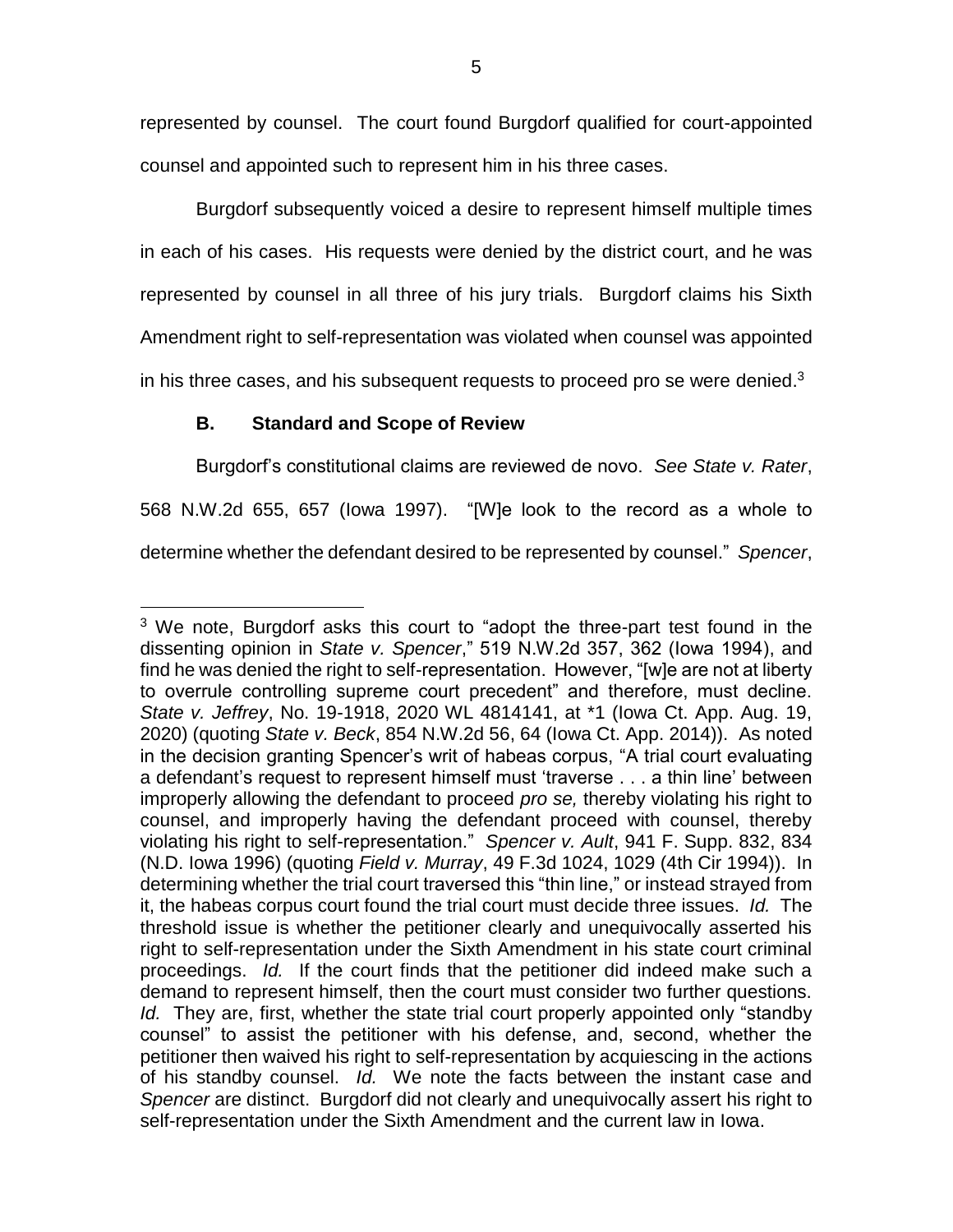represented by counsel. The court found Burgdorf qualified for court-appointed counsel and appointed such to represent him in his three cases.

Burgdorf subsequently voiced a desire to represent himself multiple times in each of his cases. His requests were denied by the district court, and he was represented by counsel in all three of his jury trials. Burgdorf claims his Sixth Amendment right to self-representation was violated when counsel was appointed in his three cases, and his subsequent requests to proceed pro se were denied.[3]

### B. Standard and Scope of Review

Burgdorf's constitutional claims are reviewed de novo. *See State v. Rater*, 568 N.W.2d 655, 657 (Iowa 1997). "[W]e look to the record as a whole to determine whether the defendant desired to be represented by counsel." *Spencer*,

---

[3] We note, Burgdorf asks this court to "adopt the three-part test found in the dissenting opinion in *State v. Spencer*," 519 N.W.2d 357, 362 (Iowa 1994), and find he was denied the right to self-representation. However, "[w]e are not at liberty to overrule controlling supreme court precedent" and therefore, must decline. *State v. Jeffrey*, No. 19-1918, 2020 WL 4814141, at *1 (Iowa Ct. App. Aug. 19, 2020) (quoting *State v. Beck*, 854 N.W.2d 56, 64 (Iowa Ct. App. 2014)). As noted in the decision granting Spencer's writ of habeas corpus, "A trial court evaluating a defendant's request to represent himself must 'traverse . . . a thin line' between improperly allowing the defendant to proceed *pro se,* thereby violating his right to counsel, and improperly having the defendant proceed with counsel, thereby violating his right to self-representation." *Spencer v. Ault*, 941 F. Supp. 832, 834 (N.D. Iowa 1996) (quoting *Field v. Murray*, 49 F.3d 1024, 1029 (4th Cir 1994)). In determining whether the trial court traversed this "thin line," or instead strayed from it, the habeas corpus court found the trial court must decide three issues. *Id.* The threshold issue is whether the petitioner clearly and unequivocally asserted his right to self-representation under the Sixth Amendment in his state court criminal proceedings. *Id.* If the court finds that the petitioner did indeed make such a demand to represent himself, then the court must consider two further questions. *Id.* They are, first, whether the state trial court properly appointed only "standby counsel" to assist the petitioner with his defense, and, second, whether the petitioner then waived his right to self-representation by acquiescing in the actions of his standby counsel. *Id.* We note the facts between the instant case and *Spencer* are distinct. Burgdorf did not clearly and unequivocally assert his right to self-representation under the Sixth Amendment and the current law in Iowa.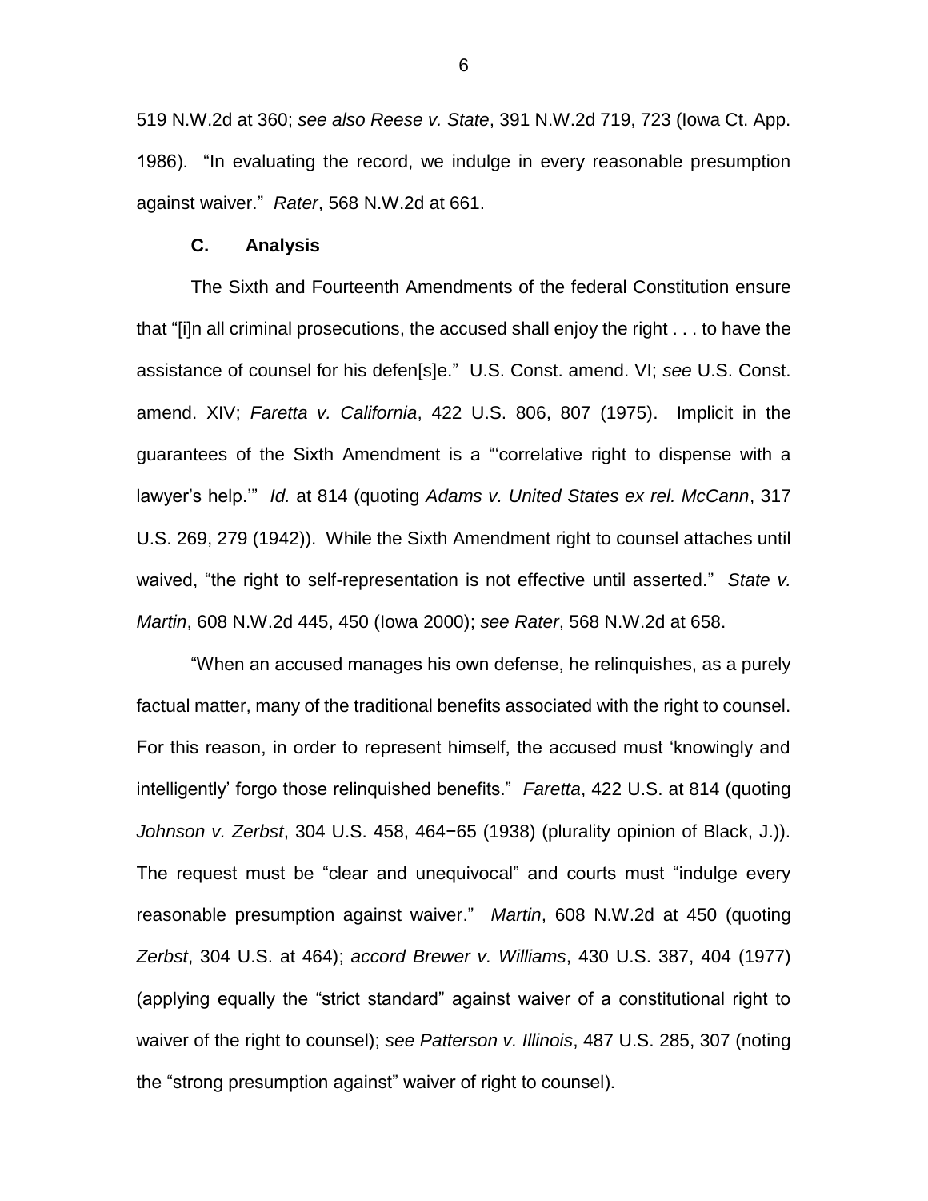519 N.W.2d at 360; *see also Reese v. State*, 391 N.W.2d 719, 723 (Iowa Ct. App. 1986). "In evaluating the record, we indulge in every reasonable presumption against waiver." *Rater*, 568 N.W.2d at 661.

### C. Analysis

The Sixth and Fourteenth Amendments of the federal Constitution ensure that "[i]n all criminal prosecutions, the accused shall enjoy the right . . . to have the assistance of counsel for his defen[s]e." U.S. Const. amend. VI; *see* U.S. Const. amend. XIV; *Faretta v. California*, 422 U.S. 806, 807 (1975). Implicit in the guarantees of the Sixth Amendment is a "'correlative right to dispense with a lawyer's help.'" *Id.* at 814 (quoting *Adams v. United States ex rel. McCann*, 317 U.S. 269, 279 (1942)). While the Sixth Amendment right to counsel attaches until waived, "the right to self-representation is not effective until asserted." *State v. Martin*, 608 N.W.2d 445, 450 (Iowa 2000); *see Rater*, 568 N.W.2d at 658.

"When an accused manages his own defense, he relinquishes, as a purely factual matter, many of the traditional benefits associated with the right to counsel. For this reason, in order to represent himself, the accused must 'knowingly and intelligently' forgo those relinquished benefits." *Faretta*, 422 U.S. at 814 (quoting *Johnson v. Zerbst*, 304 U.S. 458, 464−65 (1938) (plurality opinion of Black, J.)). The request must be "clear and unequivocal" and courts must "indulge every reasonable presumption against waiver." *Martin*, 608 N.W.2d at 450 (quoting *Zerbst*, 304 U.S. at 464); *accord Brewer v. Williams*, 430 U.S. 387, 404 (1977) (applying equally the "strict standard" against waiver of a constitutional right to waiver of the right to counsel); *see Patterson v. Illinois*, 487 U.S. 285, 307 (noting the "strong presumption against" waiver of right to counsel).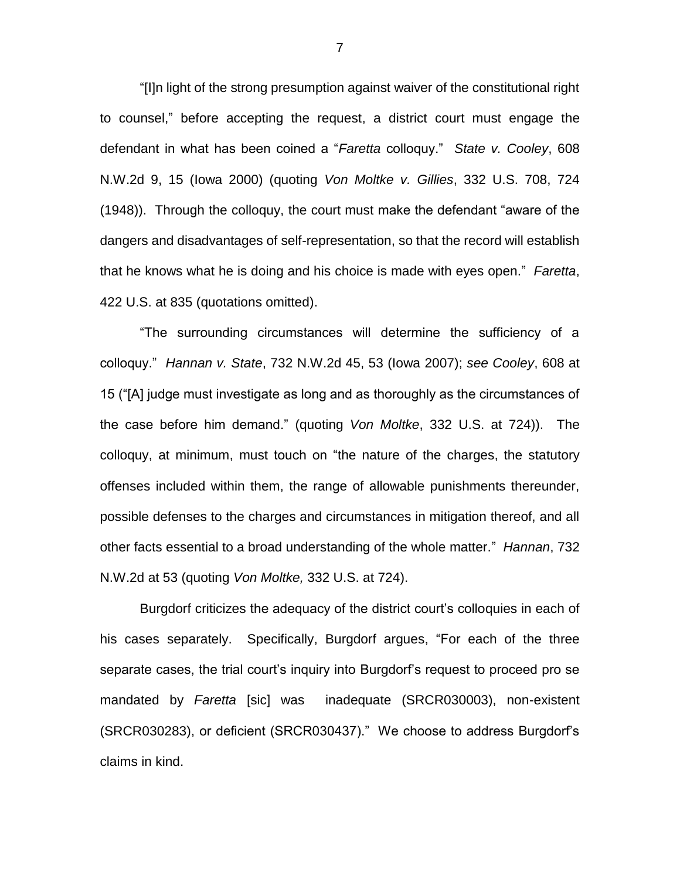"[I]n light of the strong presumption against waiver of the constitutional right to counsel," before accepting the request, a district court must engage the defendant in what has been coined a "*Faretta* colloquy." *State v. Cooley*, 608 N.W.2d 9, 15 (Iowa 2000) (quoting *Von Moltke v. Gillies*, 332 U.S. 708, 724 (1948)). Through the colloquy, the court must make the defendant "aware of the dangers and disadvantages of self-representation, so that the record will establish that he knows what he is doing and his choice is made with eyes open." *Faretta*, 422 U.S. at 835 (quotations omitted).

"The surrounding circumstances will determine the sufficiency of a colloquy." *Hannan v. State*, 732 N.W.2d 45, 53 (Iowa 2007); *see Cooley*, 608 at 15 ("[A] judge must investigate as long and as thoroughly as the circumstances of the case before him demand." (quoting *Von Moltke*, 332 U.S. at 724)). The colloquy, at minimum, must touch on "the nature of the charges, the statutory offenses included within them, the range of allowable punishments thereunder, possible defenses to the charges and circumstances in mitigation thereof, and all other facts essential to a broad understanding of the whole matter." *Hannan*, 732 N.W.2d at 53 (quoting *Von Moltke,* 332 U.S. at 724).

Burgdorf criticizes the adequacy of the district court's colloquies in each of his cases separately. Specifically, Burgdorf argues, "For each of the three separate cases, the trial court's inquiry into Burgdorf's request to proceed pro se mandated by *Faretta* [sic] was inadequate (SRCR030003), non-existent (SRCR030283), or deficient (SRCR030437)." We choose to address Burgdorf's claims in kind.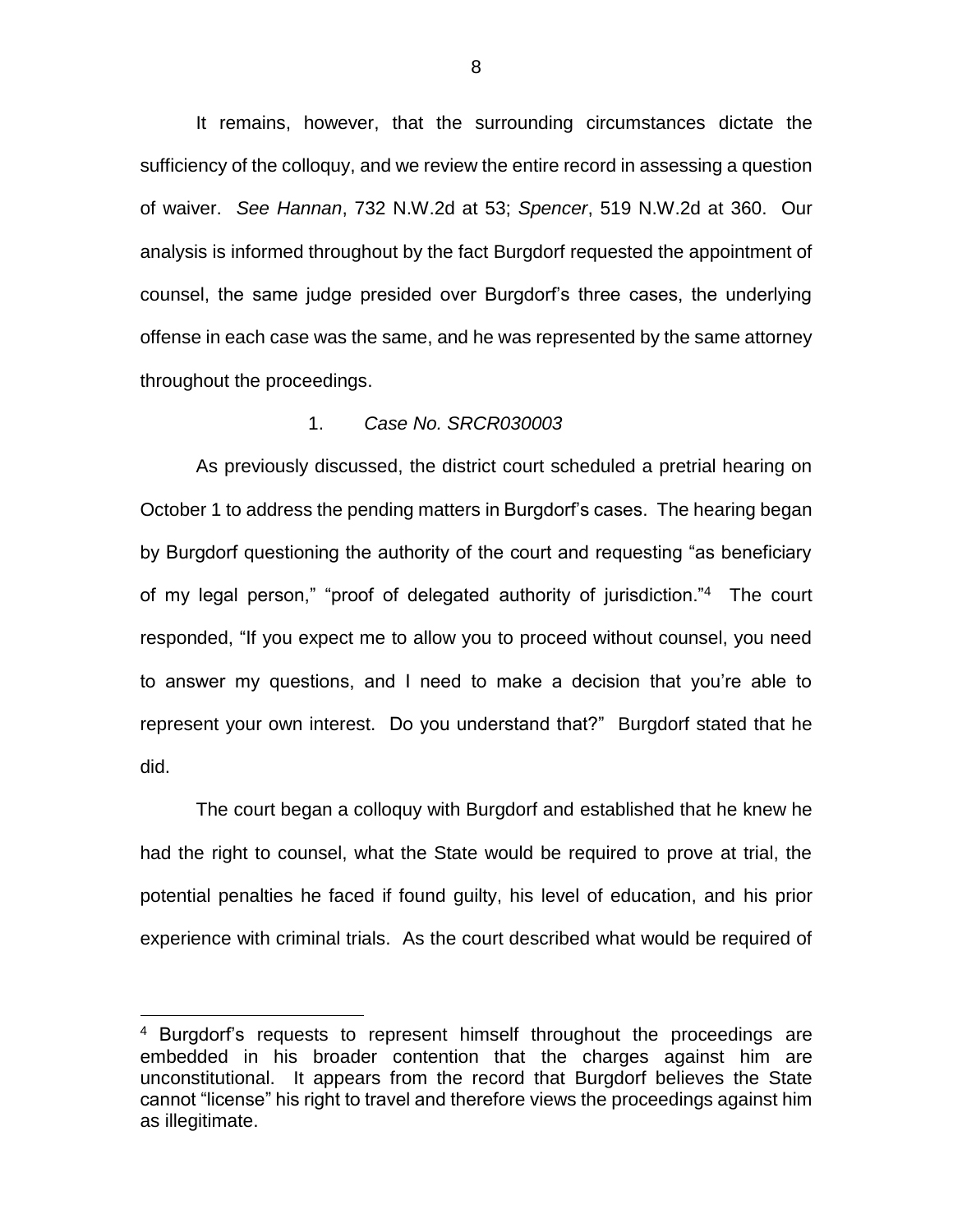It remains, however, that the surrounding circumstances dictate the sufficiency of the colloquy, and we review the entire record in assessing a question of waiver. *See Hannan*, 732 N.W.2d at 53; *Spencer*, 519 N.W.2d at 360. Our analysis is informed throughout by the fact Burgdorf requested the appointment of counsel, the same judge presided over Burgdorf's three cases, the underlying offense in each case was the same, and he was represented by the same attorney throughout the proceedings.

1. *Case No. SRCR030003*

As previously discussed, the district court scheduled a pretrial hearing on October 1 to address the pending matters in Burgdorf's cases. The hearing began by Burgdorf questioning the authority of the court and requesting "as beneficiary of my legal person," "proof of delegated authority of jurisdiction."[4] The court responded, "If you expect me to allow you to proceed without counsel, you need to answer my questions, and I need to make a decision that you're able to represent your own interest. Do you understand that?" Burgdorf stated that he did.

The court began a colloquy with Burgdorf and established that he knew he had the right to counsel, what the State would be required to prove at trial, the potential penalties he faced if found guilty, his level of education, and his prior experience with criminal trials. As the court described what would be required of

[4] Burgdorf's requests to represent himself throughout the proceedings are embedded in his broader contention that the charges against him are unconstitutional. It appears from the record that Burgdorf believes the State cannot "license" his right to travel and therefore views the proceedings against him as illegitimate.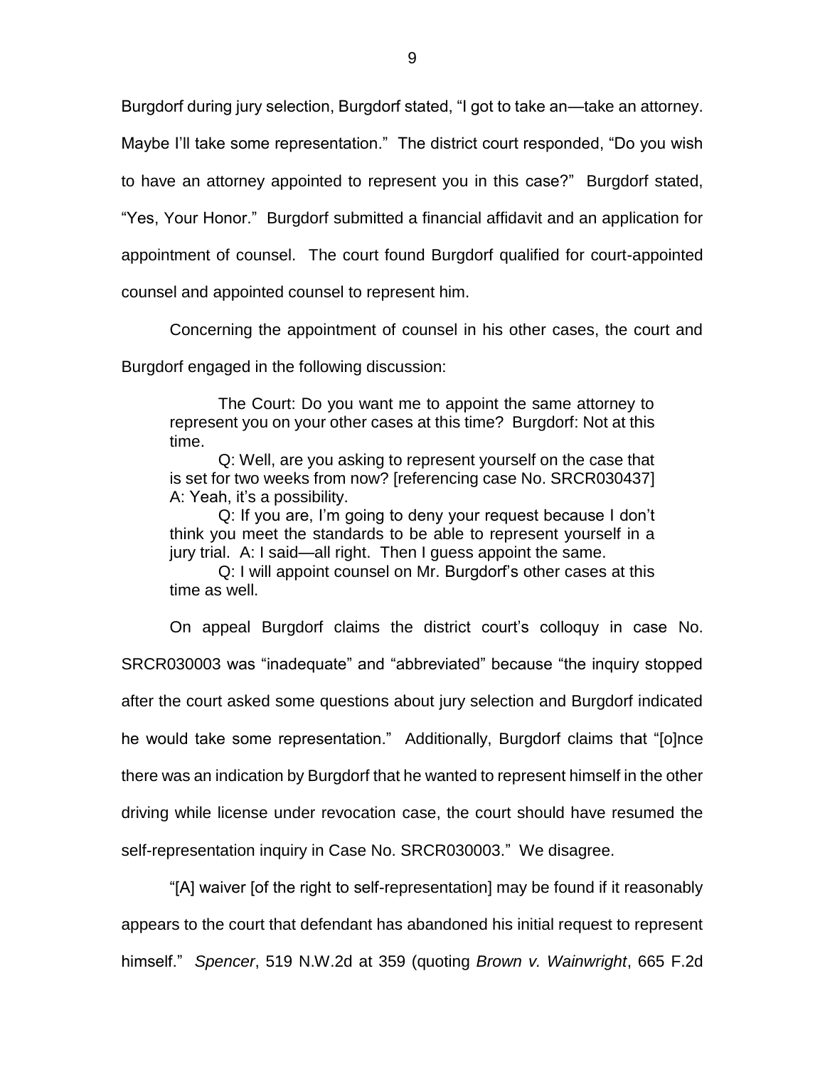Burgdorf during jury selection, Burgdorf stated, "I got to take an—take an attorney. Maybe I'll take some representation." The district court responded, "Do you wish to have an attorney appointed to represent you in this case?" Burgdorf stated, "Yes, Your Honor." Burgdorf submitted a financial affidavit and an application for appointment of counsel. The court found Burgdorf qualified for court-appointed counsel and appointed counsel to represent him.

Concerning the appointment of counsel in his other cases, the court and Burgdorf engaged in the following discussion:

> The Court: Do you want me to appoint the same attorney to represent you on your other cases at this time? Burgdorf: Not at this time.
>
> Q: Well, are you asking to represent yourself on the case that is set for two weeks from now? [referencing case No. SRCR030437] A: Yeah, it's a possibility.
>
> Q: If you are, I'm going to deny your request because I don't think you meet the standards to be able to represent yourself in a jury trial. A: I said—all right. Then I guess appoint the same.
>
> Q: I will appoint counsel on Mr. Burgdorf's other cases at this time as well.

On appeal Burgdorf claims the district court's colloquy in case No. SRCR030003 was "inadequate" and "abbreviated" because "the inquiry stopped after the court asked some questions about jury selection and Burgdorf indicated he would take some representation." Additionally, Burgdorf claims that "[o]nce there was an indication by Burgdorf that he wanted to represent himself in the other driving while license under revocation case, the court should have resumed the self-representation inquiry in Case No. SRCR030003." We disagree.

"[A] waiver [of the right to self-representation] may be found if it reasonably appears to the court that defendant has abandoned his initial request to represent himself." *Spencer*, 519 N.W.2d at 359 (quoting *Brown v. Wainwright*, 665 F.2d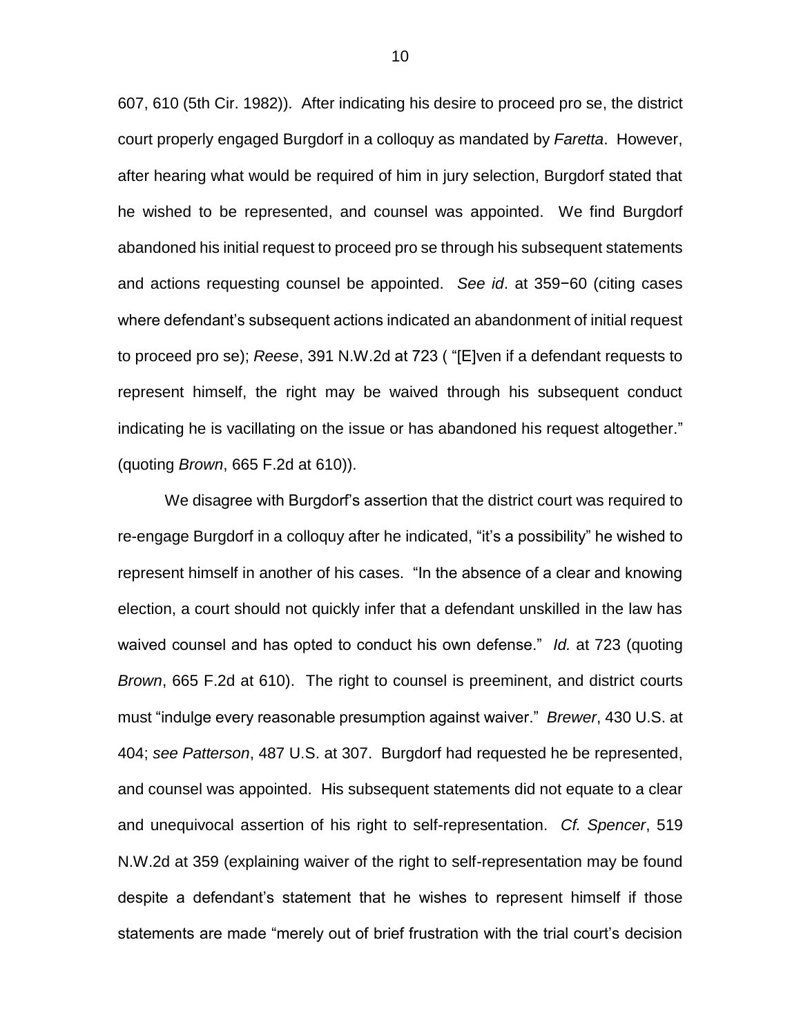607, 610 (5th Cir. 1982)). After indicating his desire to proceed pro se, the district court properly engaged Burgdorf in a colloquy as mandated by *Faretta*. However, after hearing what would be required of him in jury selection, Burgdorf stated that he wished to be represented, and counsel was appointed. We find Burgdorf abandoned his initial request to proceed pro se through his subsequent statements and actions requesting counsel be appointed. *See id*. at 359−60 (citing cases where defendant's subsequent actions indicated an abandonment of initial request to proceed pro se); *Reese*, 391 N.W.2d at 723 ( "[E]ven if a defendant requests to represent himself, the right may be waived through his subsequent conduct indicating he is vacillating on the issue or has abandoned his request altogether." (quoting *Brown*, 665 F.2d at 610)).

We disagree with Burgdorf's assertion that the district court was required to re-engage Burgdorf in a colloquy after he indicated, "it's a possibility" he wished to represent himself in another of his cases. "In the absence of a clear and knowing election, a court should not quickly infer that a defendant unskilled in the law has waived counsel and has opted to conduct his own defense." *Id.* at 723 (quoting *Brown*, 665 F.2d at 610). The right to counsel is preeminent, and district courts must "indulge every reasonable presumption against waiver." *Brewer*, 430 U.S. at 404; *see Patterson*, 487 U.S. at 307. Burgdorf had requested he be represented, and counsel was appointed. His subsequent statements did not equate to a clear and unequivocal assertion of his right to self-representation. *Cf. Spencer*, 519 N.W.2d at 359 (explaining waiver of the right to self-representation may be found despite a defendant's statement that he wishes to represent himself if those statements are made "merely out of brief frustration with the trial court's decision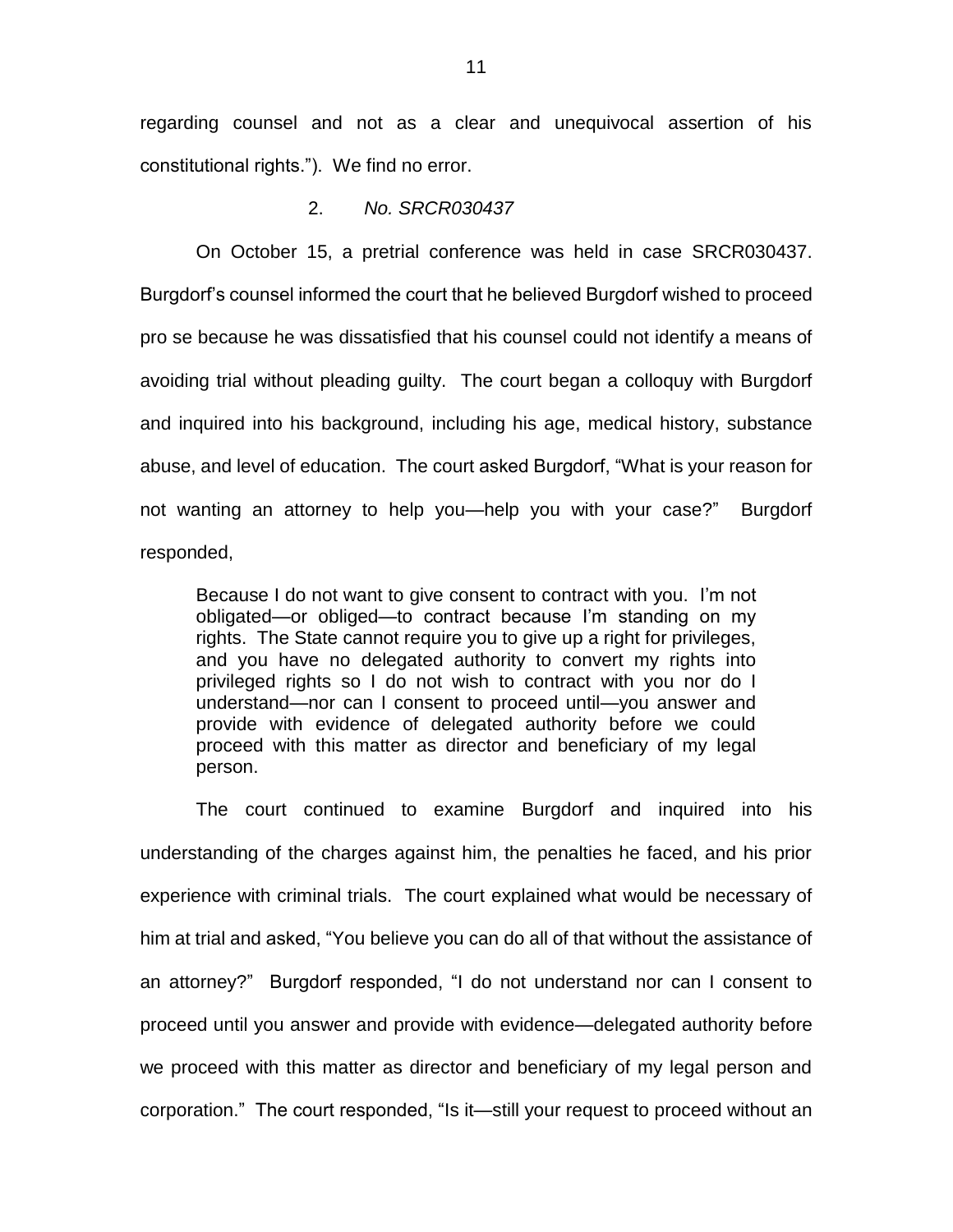regarding counsel and not as a clear and unequivocal assertion of his constitutional rights."). We find no error.

2. *No. SRCR030437*

On October 15, a pretrial conference was held in case SRCR030437. Burgdorf's counsel informed the court that he believed Burgdorf wished to proceed pro se because he was dissatisfied that his counsel could not identify a means of avoiding trial without pleading guilty. The court began a colloquy with Burgdorf and inquired into his background, including his age, medical history, substance abuse, and level of education. The court asked Burgdorf, "What is your reason for not wanting an attorney to help you—help you with your case?" Burgdorf responded,

> Because I do not want to give consent to contract with you. I'm not obligated—or obliged—to contract because I'm standing on my rights. The State cannot require you to give up a right for privileges, and you have no delegated authority to convert my rights into privileged rights so I do not wish to contract with you nor do I understand—nor can I consent to proceed until—you answer and provide with evidence of delegated authority before we could proceed with this matter as director and beneficiary of my legal person.

The court continued to examine Burgdorf and inquired into his understanding of the charges against him, the penalties he faced, and his prior experience with criminal trials. The court explained what would be necessary of him at trial and asked, "You believe you can do all of that without the assistance of an attorney?" Burgdorf responded, "I do not understand nor can I consent to proceed until you answer and provide with evidence—delegated authority before we proceed with this matter as director and beneficiary of my legal person and corporation." The court responded, "Is it—still your request to proceed without an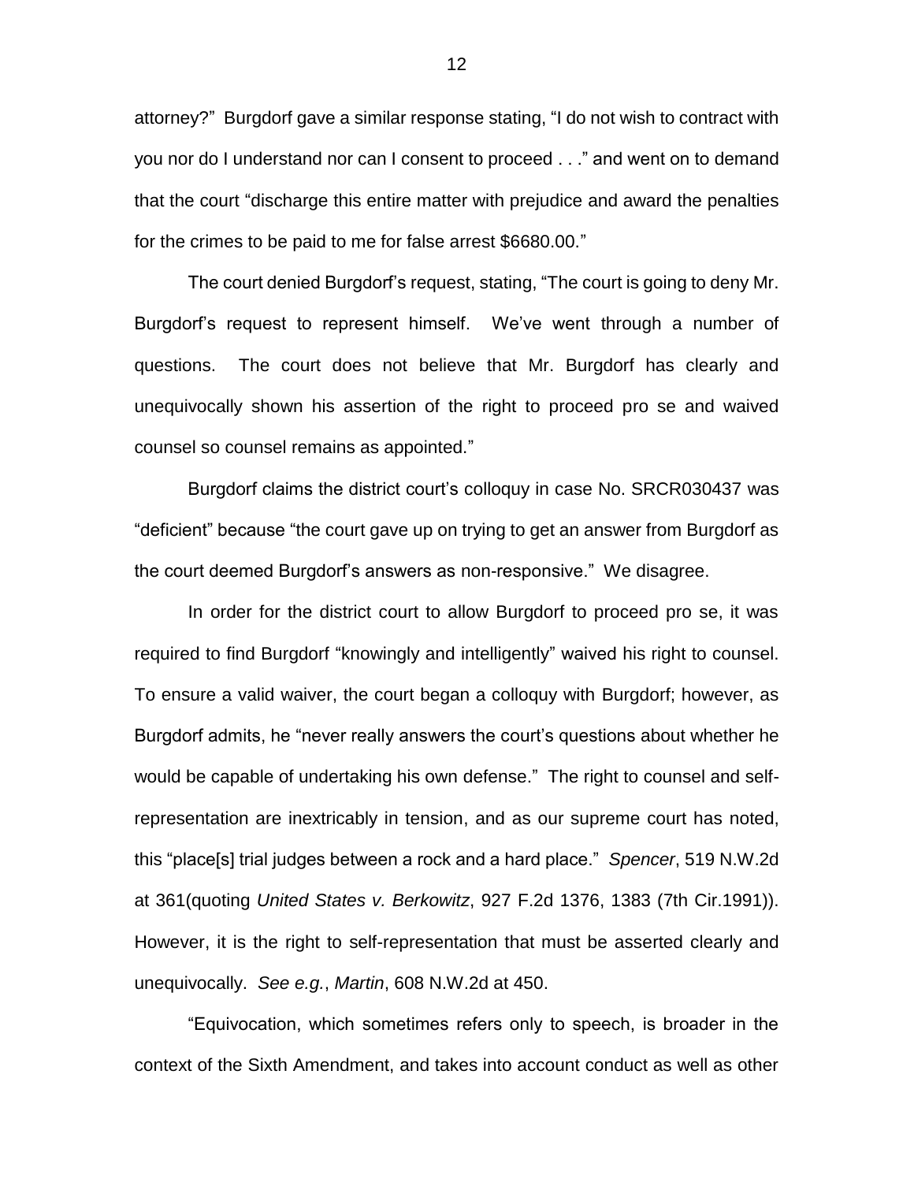attorney?" Burgdorf gave a similar response stating, "I do not wish to contract with you nor do I understand nor can I consent to proceed . . ." and went on to demand that the court "discharge this entire matter with prejudice and award the penalties for the crimes to be paid to me for false arrest $6680.00."

The court denied Burgdorf's request, stating, "The court is going to deny Mr. Burgdorf's request to represent himself. We've went through a number of questions. The court does not believe that Mr. Burgdorf has clearly and unequivocally shown his assertion of the right to proceed pro se and waived counsel so counsel remains as appointed."

Burgdorf claims the district court's colloquy in case No. SRCR030437 was "deficient" because "the court gave up on trying to get an answer from Burgdorf as the court deemed Burgdorf's answers as non-responsive." We disagree.

In order for the district court to allow Burgdorf to proceed pro se, it was required to find Burgdorf "knowingly and intelligently" waived his right to counsel. To ensure a valid waiver, the court began a colloquy with Burgdorf; however, as Burgdorf admits, he "never really answers the court's questions about whether he would be capable of undertaking his own defense." The right to counsel and self-representation are inextricably in tension, and as our supreme court has noted, this "place[s] trial judges between a rock and a hard place." *Spencer*, 519 N.W.2d at 361(quoting *United States v. Berkowitz*, 927 F.2d 1376, 1383 (7th Cir.1991)). However, it is the right to self-representation that must be asserted clearly and unequivocally. *See e.g.*, *Martin*, 608 N.W.2d at 450.

"Equivocation, which sometimes refers only to speech, is broader in the context of the Sixth Amendment, and takes into account conduct as well as other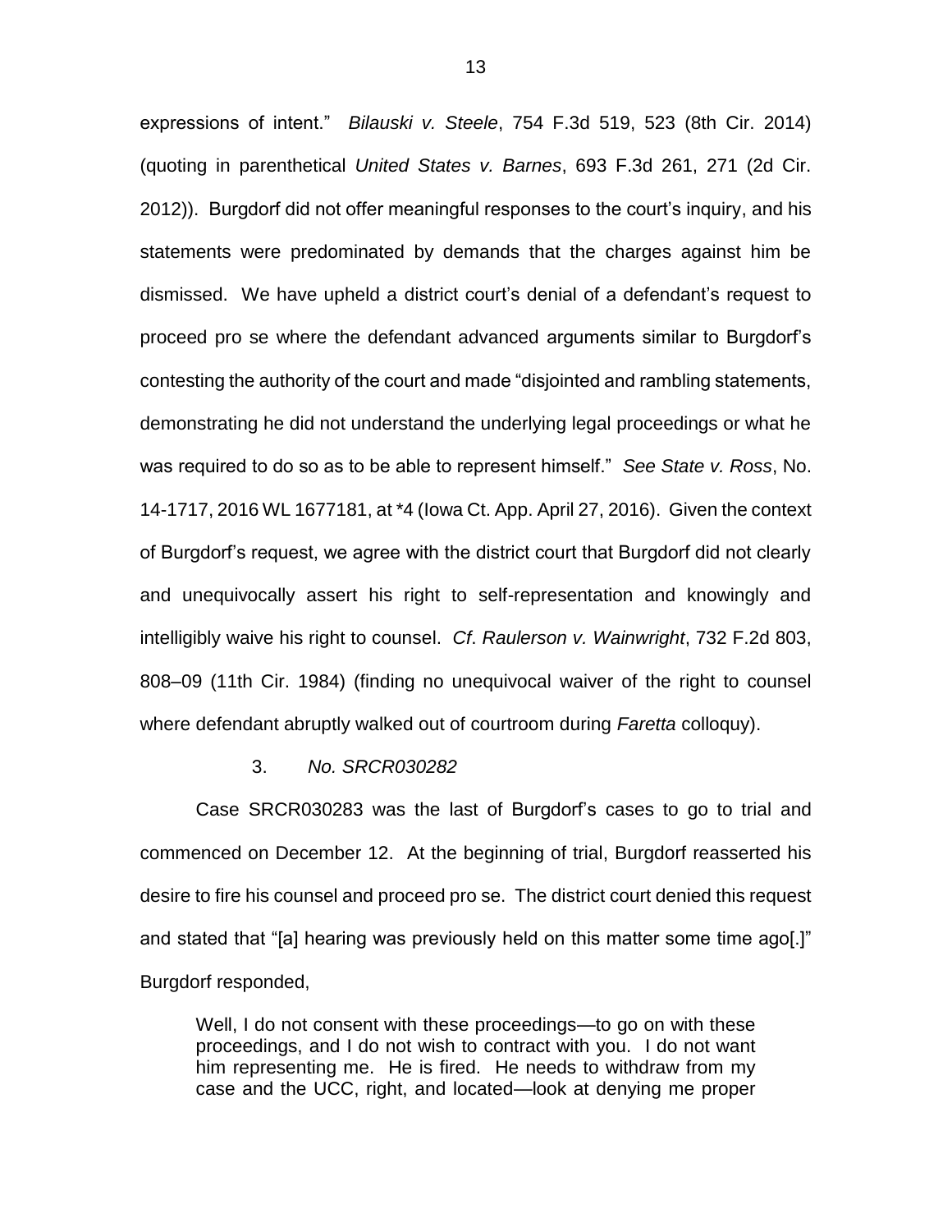expressions of intent." *Bilauski v. Steele*, 754 F.3d 519, 523 (8th Cir. 2014) (quoting in parenthetical *United States v. Barnes*, 693 F.3d 261, 271 (2d Cir. 2012)). Burgdorf did not offer meaningful responses to the court's inquiry, and his statements were predominated by demands that the charges against him be dismissed. We have upheld a district court's denial of a defendant's request to proceed pro se where the defendant advanced arguments similar to Burgdorf's contesting the authority of the court and made "disjointed and rambling statements, demonstrating he did not understand the underlying legal proceedings or what he was required to do so as to be able to represent himself." *See State v. Ross*, No. 14-1717, 2016 WL 1677181, at *4 (Iowa Ct. App. April 27, 2016). Given the context of Burgdorf's request, we agree with the district court that Burgdorf did not clearly and unequivocally assert his right to self-representation and knowingly and intelligibly waive his right to counsel. *Cf*. *Raulerson v. Wainwright*, 732 F.2d 803, 808–09 (11th Cir. 1984) (finding no unequivocal waiver of the right to counsel where defendant abruptly walked out of courtroom during *Faretta* colloquy).

3. *No. SRCR030282*

Case SRCR030283 was the last of Burgdorf's cases to go to trial and commenced on December 12. At the beginning of trial, Burgdorf reasserted his desire to fire his counsel and proceed pro se. The district court denied this request and stated that "[a] hearing was previously held on this matter some time ago[.]" Burgdorf responded,

> Well, I do not consent with these proceedings—to go on with these proceedings, and I do not wish to contract with you. I do not want him representing me. He is fired. He needs to withdraw from my case and the UCC, right, and located—look at denying me proper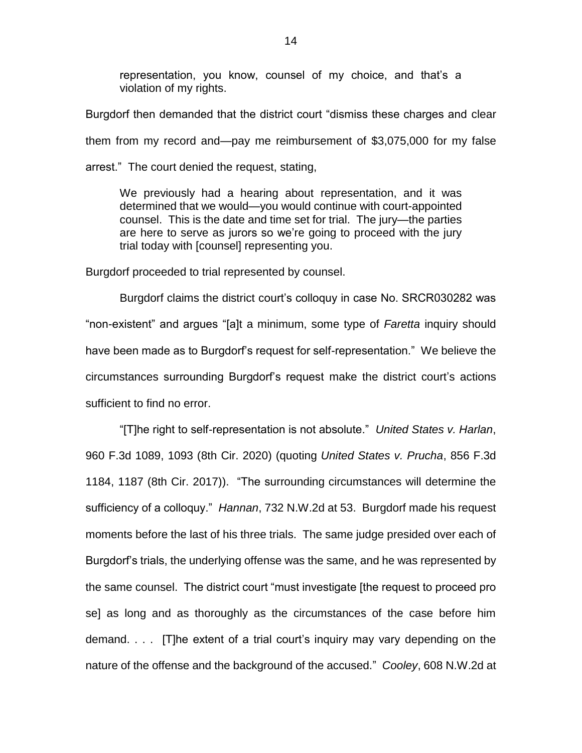> representation, you know, counsel of my choice, and that's a violation of my rights.

Burgdorf then demanded that the district court "dismiss these charges and clear them from my record and—pay me reimbursement of $3,075,000 for my false arrest." The court denied the request, stating,

> We previously had a hearing about representation, and it was determined that we would—you would continue with court-appointed counsel. This is the date and time set for trial. The jury—the parties are here to serve as jurors so we're going to proceed with the jury trial today with [counsel] representing you.

Burgdorf proceeded to trial represented by counsel.

Burgdorf claims the district court's colloquy in case No. SRCR030282 was "non-existent" and argues "[a]t a minimum, some type of *Faretta* inquiry should have been made as to Burgdorf's request for self-representation." We believe the circumstances surrounding Burgdorf's request make the district court's actions sufficient to find no error.

"[T]he right to self-representation is not absolute." *United States v. Harlan*, 960 F.3d 1089, 1093 (8th Cir. 2020) (quoting *United States v. Prucha*, 856 F.3d 1184, 1187 (8th Cir. 2017)). "The surrounding circumstances will determine the sufficiency of a colloquy." *Hannan*, 732 N.W.2d at 53. Burgdorf made his request moments before the last of his three trials. The same judge presided over each of Burgdorf's trials, the underlying offense was the same, and he was represented by the same counsel. The district court "must investigate [the request to proceed pro se] as long and as thoroughly as the circumstances of the case before him demand. . . . [T]he extent of a trial court's inquiry may vary depending on the nature of the offense and the background of the accused." *Cooley*, 608 N.W.2d at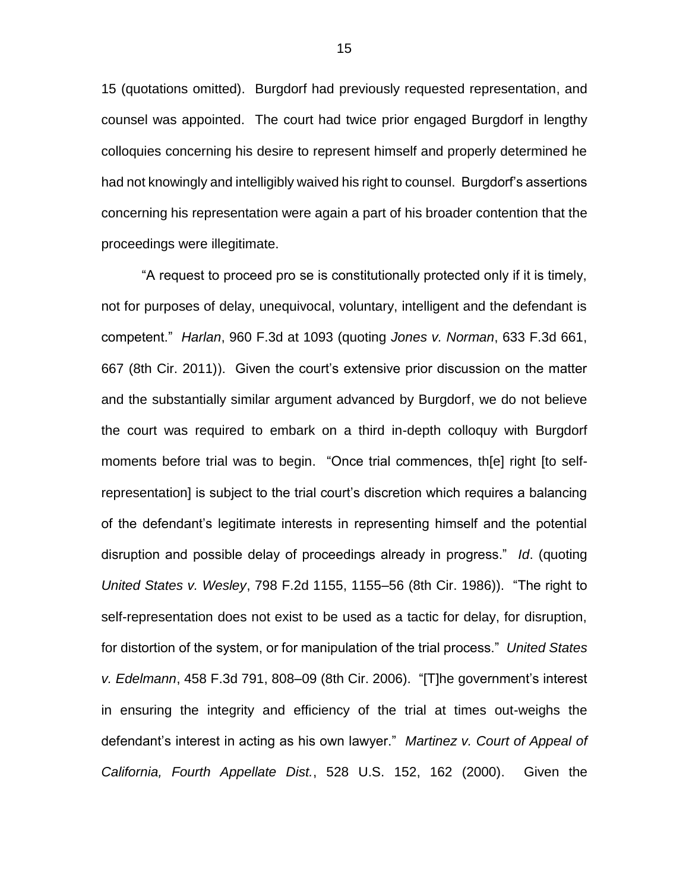15 (quotations omitted). Burgdorf had previously requested representation, and counsel was appointed. The court had twice prior engaged Burgdorf in lengthy colloquies concerning his desire to represent himself and properly determined he had not knowingly and intelligibly waived his right to counsel. Burgdorf's assertions concerning his representation were again a part of his broader contention that the proceedings were illegitimate.

"A request to proceed pro se is constitutionally protected only if it is timely, not for purposes of delay, unequivocal, voluntary, intelligent and the defendant is competent." *Harlan*, 960 F.3d at 1093 (quoting *Jones v. Norman*, 633 F.3d 661, 667 (8th Cir. 2011)). Given the court's extensive prior discussion on the matter and the substantially similar argument advanced by Burgdorf, we do not believe the court was required to embark on a third in-depth colloquy with Burgdorf moments before trial was to begin. "Once trial commences, th[e] right [to self-representation] is subject to the trial court's discretion which requires a balancing of the defendant's legitimate interests in representing himself and the potential disruption and possible delay of proceedings already in progress." *Id*. (quoting *United States v. Wesley*, 798 F.2d 1155, 1155–56 (8th Cir. 1986)). "The right to self-representation does not exist to be used as a tactic for delay, for disruption, for distortion of the system, or for manipulation of the trial process." *United States v. Edelmann*, 458 F.3d 791, 808–09 (8th Cir. 2006). "[T]he government's interest in ensuring the integrity and efficiency of the trial at times out-weighs the defendant's interest in acting as his own lawyer." *Martinez v. Court of Appeal of California, Fourth Appellate Dist.*, 528 U.S. 152, 162 (2000). Given the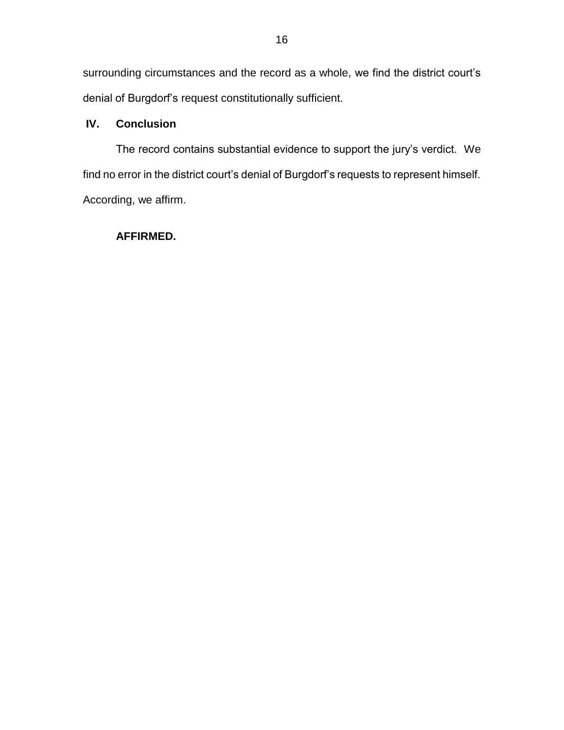surrounding circumstances and the record as a whole, we find the district court's denial of Burgdorf's request constitutionally sufficient.

## IV. Conclusion

The record contains substantial evidence to support the jury's verdict. We find no error in the district court's denial of Burgdorf's requests to represent himself. According, we affirm.

**AFFIRMED.**